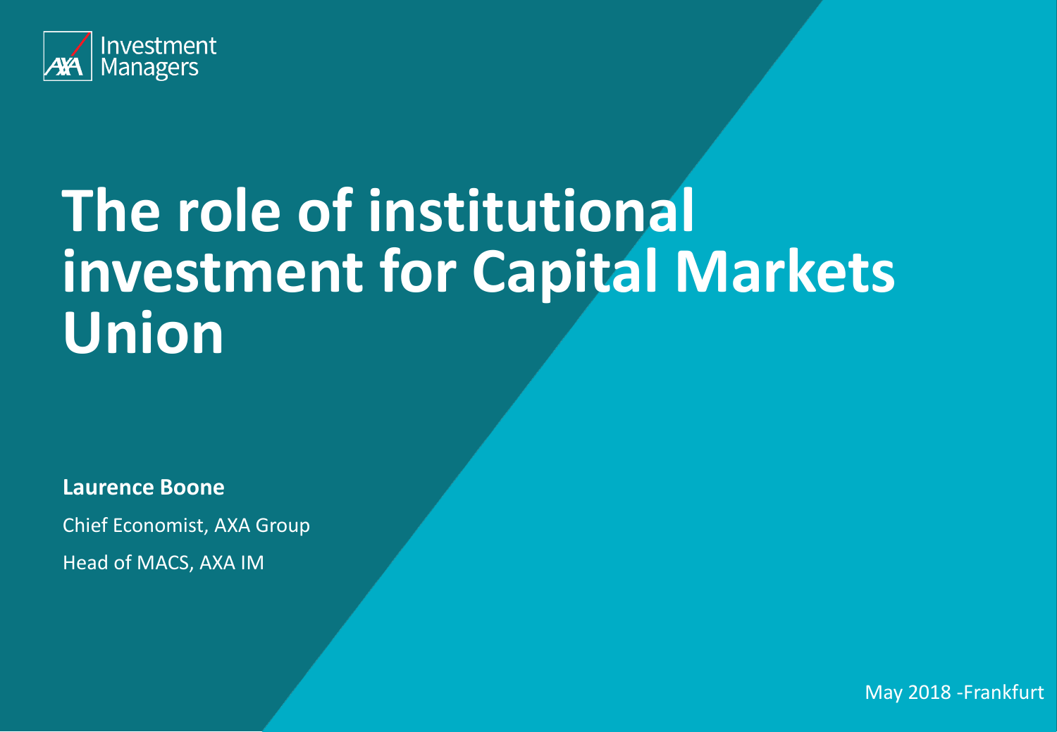AXA Investment Managers

# The role of institutional investment for Capital Markets Union

**Laurence Boone**

Chief Economist, AXA Group

Head of MACS, AXA IM

May 2018 -Frankfurt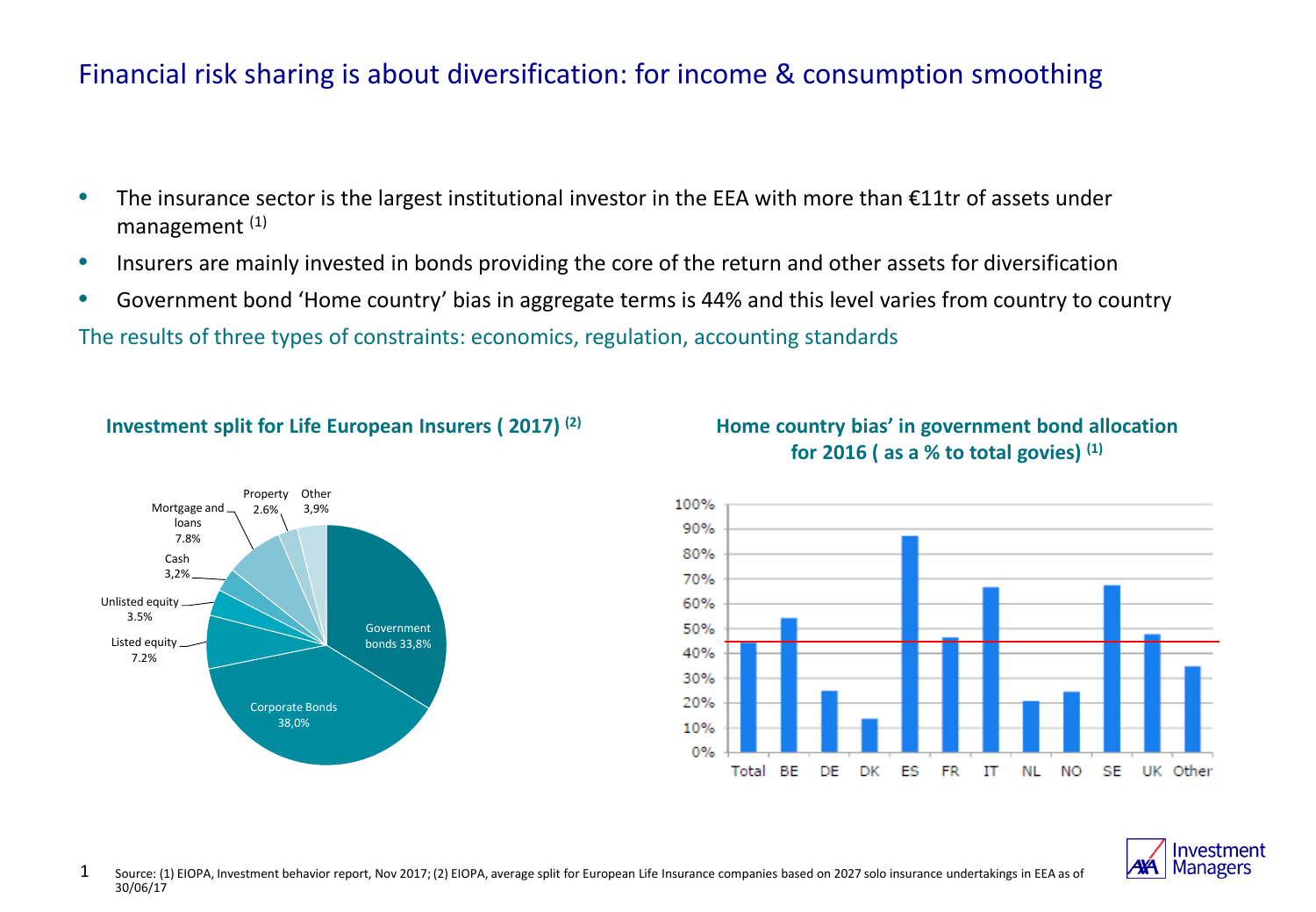# Financial risk sharing is about diversification: for income & consumption smoothing

- The insurance sector is the largest institutional investor in the EEA with more than €11tr of assets under management [(1)]
- Insurers are mainly invested in bonds providing the core of the return and other assets for diversification
- Government bond 'Home country' bias in aggregate terms is 44% and this level varies from country to country

The results of three types of constraints: economics, regulation, accounting standards

**Investment split for Life European Insurers ( 2017) [(2)]**

| Asset class | Share |
|---|---|
| Government bonds | 33,8% |
| Corporate Bonds | 38,0% |
| Listed equity | 7.2% |
| Unlisted equity | 3.5% |
| Cash | 3,2% |
| Mortgage and loans | 7.8% |
| Property | 2.6% |
| Other | 3,9% |

**Home country bias' in government bond allocation for 2016 ( as a % to total govies) [(1)]**

Categories: Total, BE, DE, DK, ES, FR, IT, NL, NO, SE, UK, Other

Source: (1) EIOPA, Investment behavior report, Nov 2017; (2) EIOPA, average split for European Life Insurance companies based on 2027 solo insurance undertakings in EEA as of 30/06/17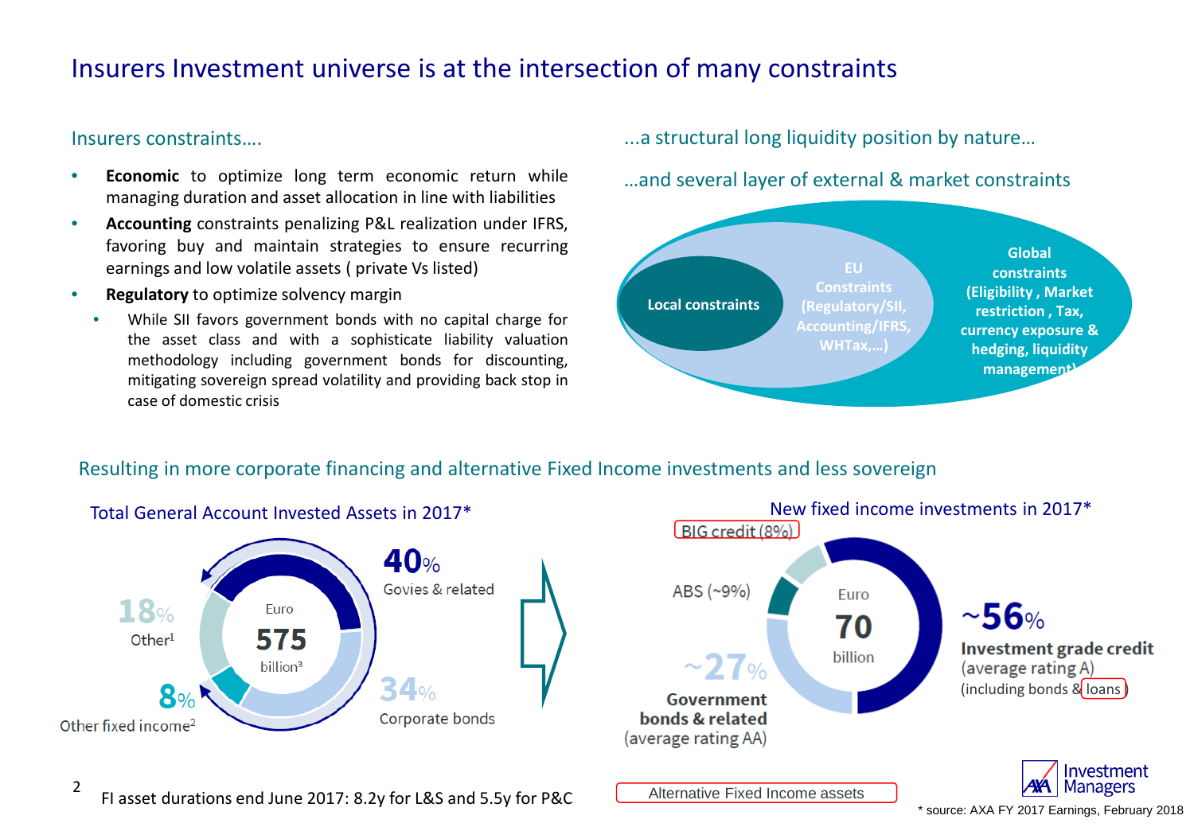# Insurers Investment universe is at the intersection of many constraints

## Insurers constraints….

- **Economic** to optimize long term economic return while managing duration and asset allocation in line with liabilities
- **Accounting** constraints penalizing P&L realization under IFRS, favoring buy and maintain strategies to ensure recurring earnings and low volatile assets ( private Vs listed)
- **Regulatory** to optimize solvency margin
  - While SII favors government bonds with no capital charge for the asset class and with a sophisticated liability valuation methodology including government bonds for discounting, mitigating sovereign spread volatility and providing back stop in case of domestic crisis

## ...a structural long liquidity position by nature…

## …and several layer of external & market constraints

- Local constraints
- EU Constraints (Regulatory/SII, Accounting/IFRS, WHTax,…)
- Global constraints (Eligibility , Market restriction , Tax, currency exposure & hedging, liquidity management)

## Resulting in more corporate financing and alternative Fixed Income investments and less sovereign

### Total General Account Invested Assets in 2017*

Euro 575 billion[3]

- 40% Govies & related
- 34% Corporate bonds
- 8% Other fixed income[2]
- 18% Other[1]

### New fixed income investments in 2017*

Euro 70 billion

- ~56% Investment grade credit (average rating A) (including bonds & loans)
- ~27% Government bonds & related (average rating AA)
- ABS (~9%)
- BIG credit (8%)

Alternative Fixed Income assets

FI asset durations end June 2017: 8.2y for L&S and 5.5y for P&C

\* source: AXA FY 2017 Earnings, February 2018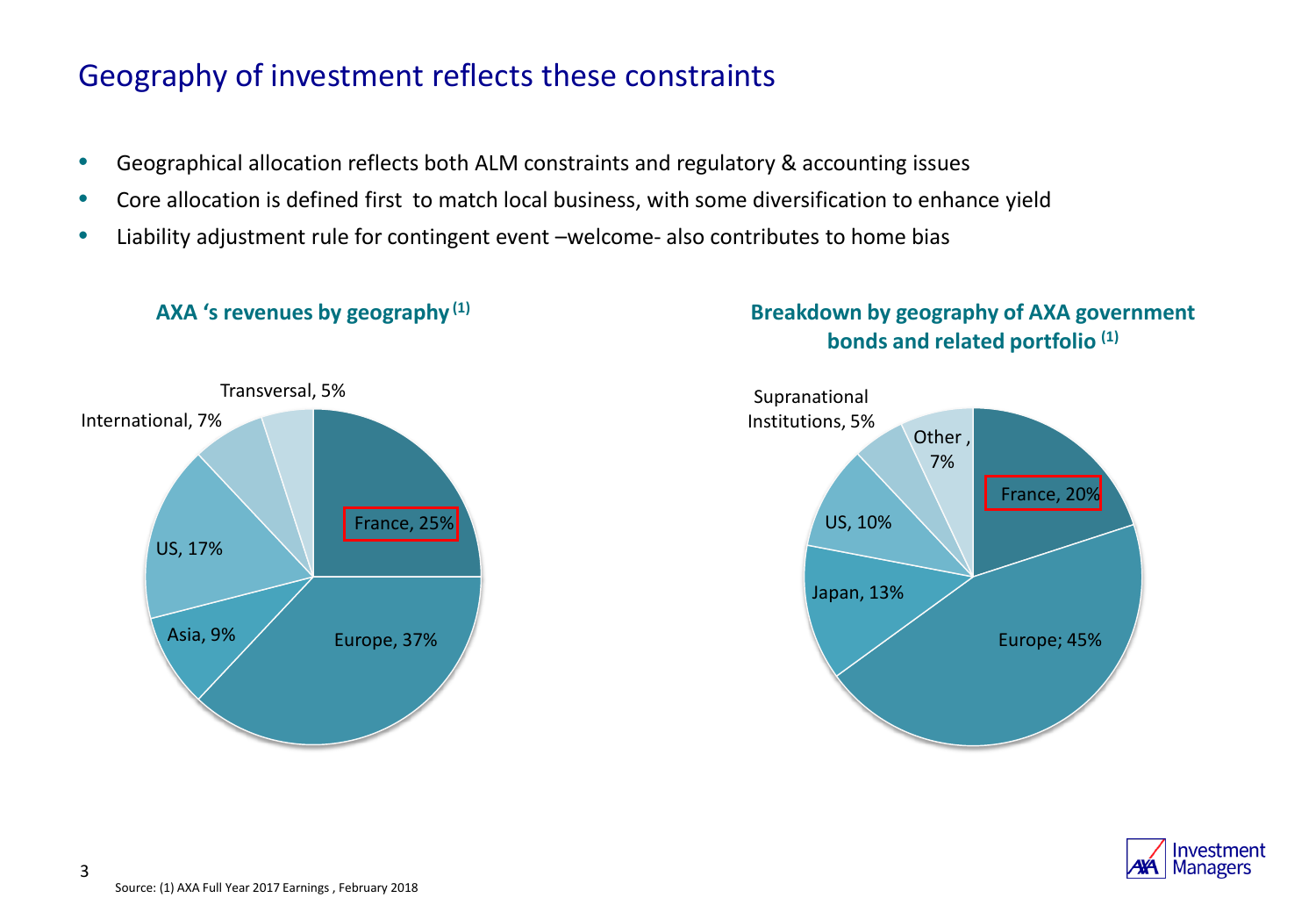# Geography of investment reflects these constraints

- Geographical allocation reflects both ALM constraints and regulatory & accounting issues
- Core allocation is defined first to match local business, with some diversification to enhance yield
- Liability adjustment rule for contingent event –welcome- also contributes to home bias

**AXA 's revenues by geography [1]**

| Geography | Share |
| --- | --- |
| France | 25% |
| Europe | 37% |
| Asia | 9% |
| US | 17% |
| International | 7% |
| Transversal | 5% |

**Breakdown by geography of AXA government bonds and related portfolio [1]**

| Geography | Share |
| --- | --- |
| France | 20% |
| Europe | 45% |
| Japan | 13% |
| US | 10% |
| Supranational Institutions | 5% |
| Other | 7% |

Source: (1) AXA Full Year 2017 Earnings , February 2018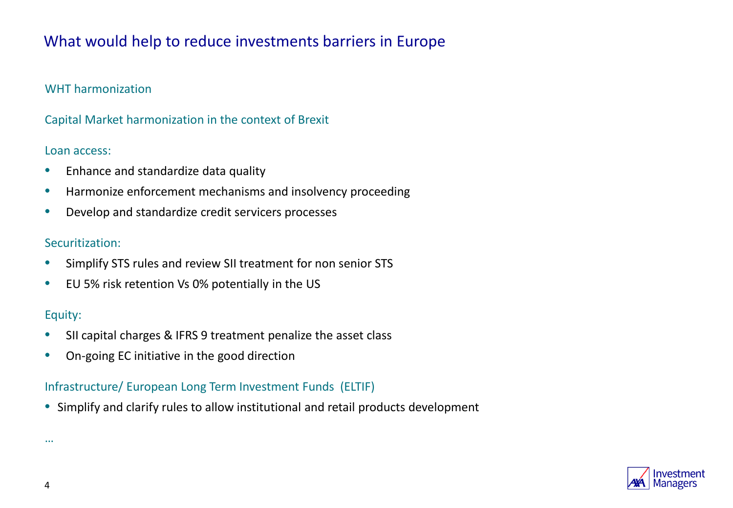# What would help to reduce investments barriers in Europe

### WHT harmonization

### Capital Market harmonization in the context of Brexit

### Loan access:

- Enhance and standardize data quality
- Harmonize enforcement mechanisms and insolvency proceeding
- Develop and standardize credit servicers processes

### Securitization:

- Simplify STS rules and review SII treatment for non senior STS
- EU 5% risk retention Vs 0% potentially in the US

### Equity:

- SII capital charges & IFRS 9 treatment penalize the asset class
- On-going EC initiative in the good direction

### Infrastructure/ European Long Term Investment Funds (ELTIF)

- Simplify and clarify rules to allow institutional and retail products development

…